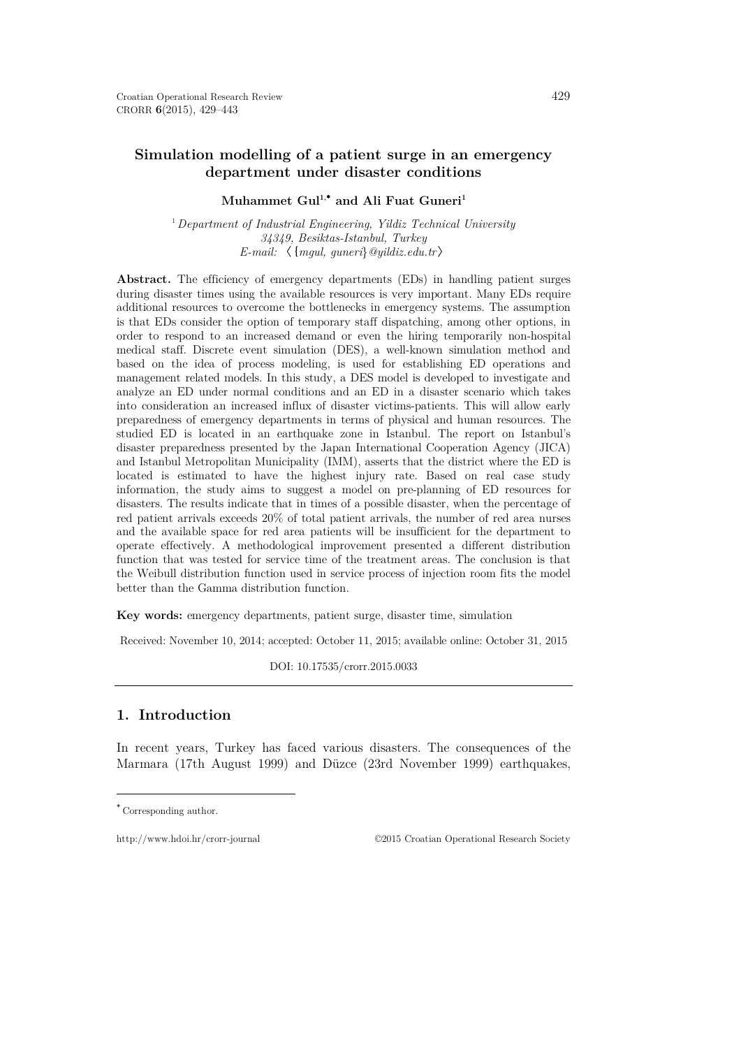# Simulation modelling of a patient surge in an emergency department under disaster conditions

**Muhammet Gul**[1,*] **and Ali Fuat Guneri**[1]

[1] *Department of Industrial Engineering, Yildiz Technical University 34349, Besiktas-Istanbul, Turkey*
*E-mail:* 〈{*mgul, guneri*}*@yildiz.edu.tr*〉

**Abstract.** The efficiency of emergency departments (EDs) in handling patient surges during disaster times using the available resources is very important. Many EDs require additional resources to overcome the bottlenecks in emergency systems. The assumption is that EDs consider the option of temporary staff dispatching, among other options, in order to respond to an increased demand or even the hiring temporarily non-hospital medical staff. Discrete event simulation (DES), a well-known simulation method and based on the idea of process modeling, is used for establishing ED operations and management related models. In this study, a DES model is developed to investigate and analyze an ED under normal conditions and an ED in a disaster scenario which takes into consideration an increased influx of disaster victims-patients. This will allow early preparedness of emergency departments in terms of physical and human resources. The studied ED is located in an earthquake zone in Istanbul. The report on Istanbul's disaster preparedness presented by the Japan International Cooperation Agency (JICA) and Istanbul Metropolitan Municipality (IMM), asserts that the district where the ED is located is estimated to have the highest injury rate. Based on real case study information, the study aims to suggest a model on pre-planning of ED resources for disasters. The results indicate that in times of a possible disaster, when the percentage of red patient arrivals exceeds 20% of total patient arrivals, the number of red area nurses and the available space for red area patients will be insufficient for the department to operate effectively. A methodological improvement presented a different distribution function that was tested for service time of the treatment areas. The conclusion is that the Weibull distribution function used in service process of injection room fits the model better than the Gamma distribution function.

**Key words:** emergency departments, patient surge, disaster time, simulation

Received: November 10, 2014; accepted: October 11, 2015; available online: October 31, 2015

DOI: 10.17535/crorr.2015.0033

## 1. Introduction

In recent years, Turkey has faced various disasters. The consequences of the Marmara (17th August 1999) and Düzce (23rd November 1999) earthquakes,

[*] Corresponding author.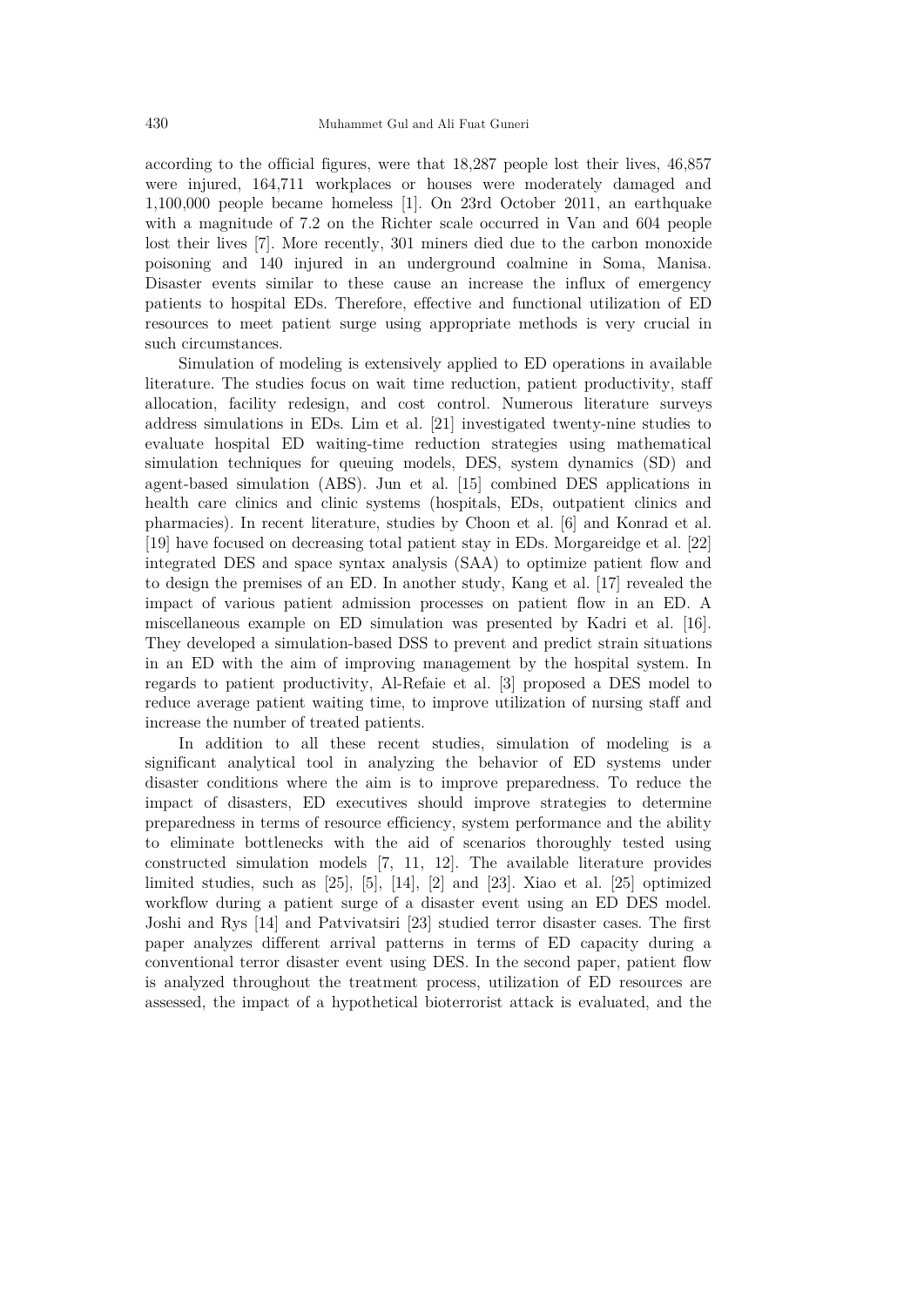according to the official figures, were that 18,287 people lost their lives, 46,857 were injured, 164,711 workplaces or houses were moderately damaged and 1,100,000 people became homeless [1]. On 23rd October 2011, an earthquake with a magnitude of 7.2 on the Richter scale occurred in Van and 604 people lost their lives [7]. More recently, 301 miners died due to the carbon monoxide poisoning and 140 injured in an underground coalmine in Soma, Manisa. Disaster events similar to these cause an increase the influx of emergency patients to hospital EDs. Therefore, effective and functional utilization of ED resources to meet patient surge using appropriate methods is very crucial in such circumstances.

Simulation of modeling is extensively applied to ED operations in available literature. The studies focus on wait time reduction, patient productivity, staff allocation, facility redesign, and cost control. Numerous literature surveys address simulations in EDs. Lim et al. [21] investigated twenty-nine studies to evaluate hospital ED waiting-time reduction strategies using mathematical simulation techniques for queuing models, DES, system dynamics (SD) and agent-based simulation (ABS). Jun et al. [15] combined DES applications in health care clinics and clinic systems (hospitals, EDs, outpatient clinics and pharmacies). In recent literature, studies by Choon et al. [6] and Konrad et al. [19] have focused on decreasing total patient stay in EDs. Morgareidge et al. [22] integrated DES and space syntax analysis (SAA) to optimize patient flow and to design the premises of an ED. In another study, Kang et al. [17] revealed the impact of various patient admission processes on patient flow in an ED. A miscellaneous example on ED simulation was presented by Kadri et al. [16]. They developed a simulation-based DSS to prevent and predict strain situations in an ED with the aim of improving management by the hospital system. In regards to patient productivity, Al-Refaie et al. [3] proposed a DES model to reduce average patient waiting time, to improve utilization of nursing staff and increase the number of treated patients.

In addition to all these recent studies, simulation of modeling is a significant analytical tool in analyzing the behavior of ED systems under disaster conditions where the aim is to improve preparedness. To reduce the impact of disasters, ED executives should improve strategies to determine preparedness in terms of resource efficiency, system performance and the ability to eliminate bottlenecks with the aid of scenarios thoroughly tested using constructed simulation models [7, 11, 12]. The available literature provides limited studies, such as [25], [5], [14], [2] and [23]. Xiao et al. [25] optimized workflow during a patient surge of a disaster event using an ED DES model. Joshi and Rys [14] and Patvivatsiri [23] studied terror disaster cases. The first paper analyzes different arrival patterns in terms of ED capacity during a conventional terror disaster event using DES. In the second paper, patient flow is analyzed throughout the treatment process, utilization of ED resources are assessed, the impact of a hypothetical bioterrorist attack is evaluated, and the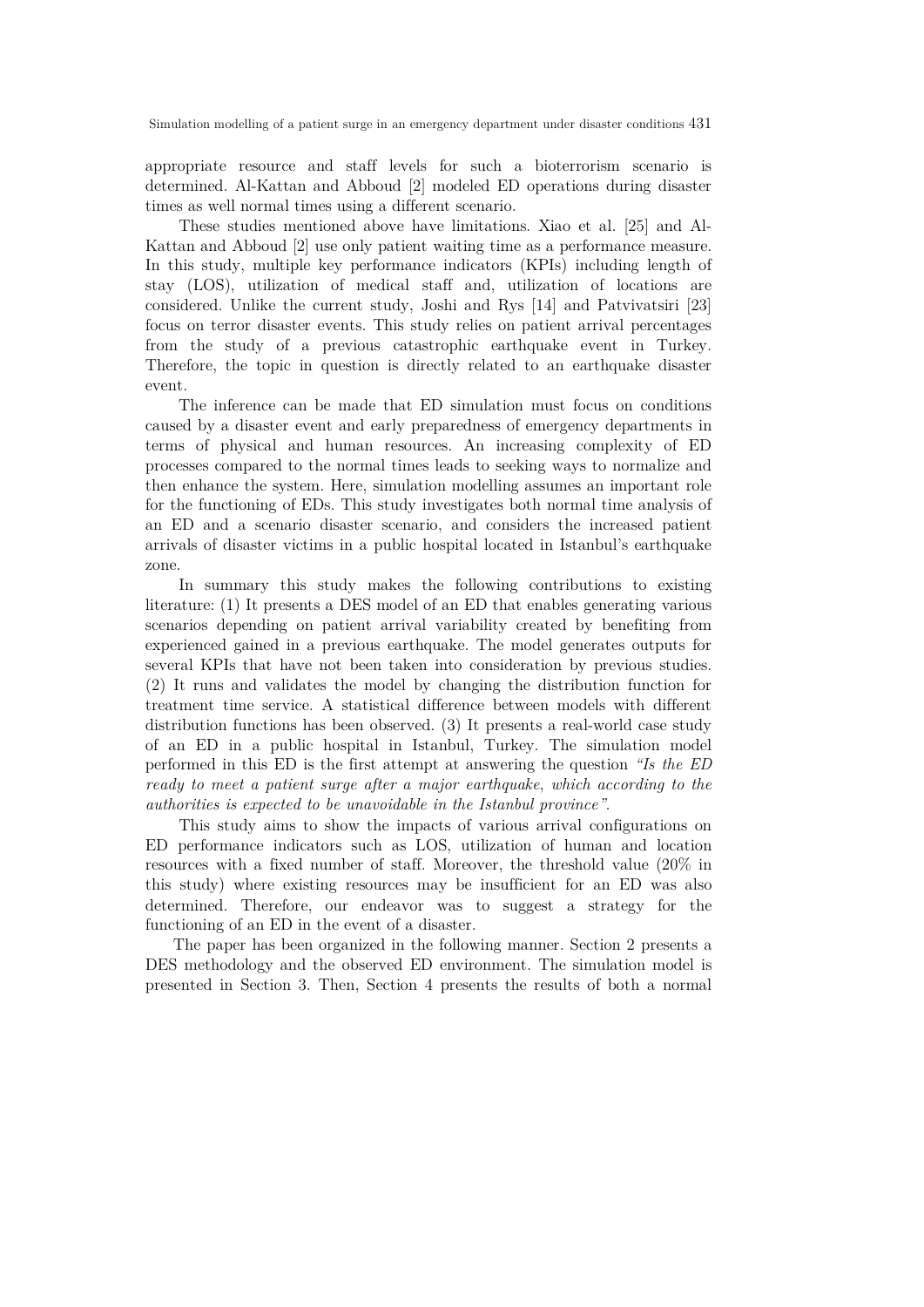appropriate resource and staff levels for such a bioterrorism scenario is determined. Al-Kattan and Abboud [2] modeled ED operations during disaster times as well normal times using a different scenario.

These studies mentioned above have limitations. Xiao et al. [25] and Al-Kattan and Abboud [2] use only patient waiting time as a performance measure. In this study, multiple key performance indicators (KPIs) including length of stay (LOS), utilization of medical staff and, utilization of locations are considered. Unlike the current study, Joshi and Rys [14] and Patvivatsiri [23] focus on terror disaster events. This study relies on patient arrival percentages from the study of a previous catastrophic earthquake event in Turkey. Therefore, the topic in question is directly related to an earthquake disaster event.

The inference can be made that ED simulation must focus on conditions caused by a disaster event and early preparedness of emergency departments in terms of physical and human resources. An increasing complexity of ED processes compared to the normal times leads to seeking ways to normalize and then enhance the system. Here, simulation modelling assumes an important role for the functioning of EDs. This study investigates both normal time analysis of an ED and a scenario disaster scenario, and considers the increased patient arrivals of disaster victims in a public hospital located in Istanbul's earthquake zone.

In summary this study makes the following contributions to existing literature: (1) It presents a DES model of an ED that enables generating various scenarios depending on patient arrival variability created by benefiting from experienced gained in a previous earthquake. The model generates outputs for several KPIs that have not been taken into consideration by previous studies. (2) It runs and validates the model by changing the distribution function for treatment time service. A statistical difference between models with different distribution functions has been observed. (3) It presents a real-world case study of an ED in a public hospital in Istanbul, Turkey. The simulation model performed in this ED is the first attempt at answering the question *"Is the ED ready to meet a patient surge after a major earthquake, which according to the authorities is expected to be unavoidable in the Istanbul province"*.

This study aims to show the impacts of various arrival configurations on ED performance indicators such as LOS, utilization of human and location resources with a fixed number of staff. Moreover, the threshold value (20% in this study) where existing resources may be insufficient for an ED was also determined. Therefore, our endeavor was to suggest a strategy for the functioning of an ED in the event of a disaster.

The paper has been organized in the following manner. Section 2 presents a DES methodology and the observed ED environment. The simulation model is presented in Section 3. Then, Section 4 presents the results of both a normal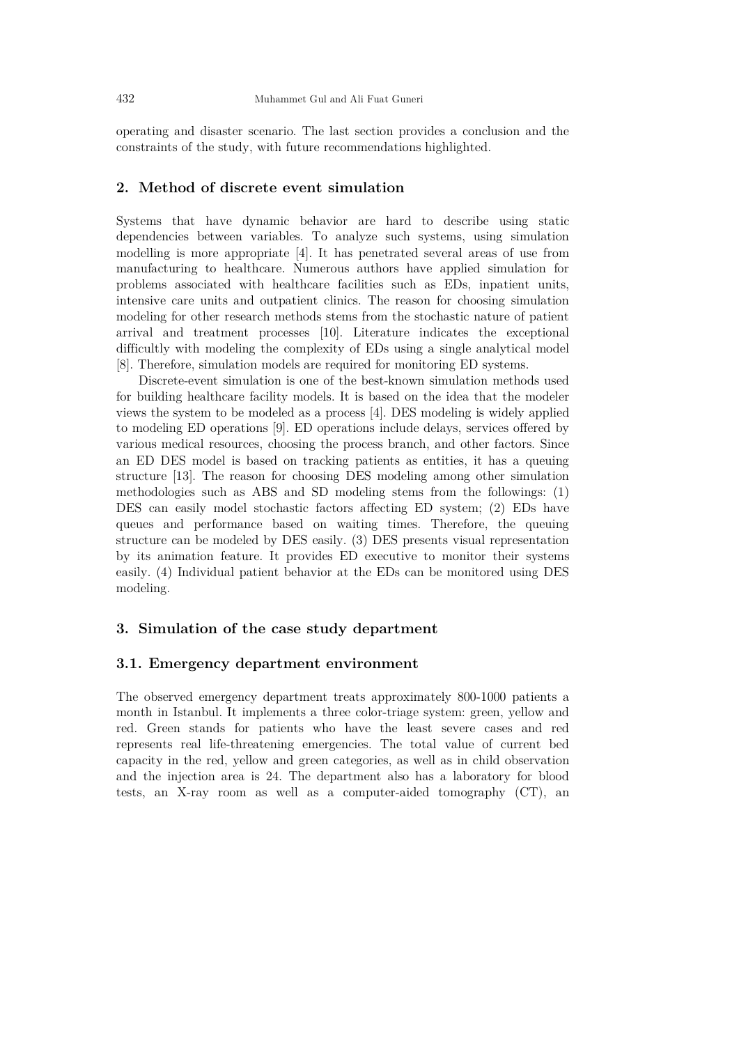operating and disaster scenario. The last section provides a conclusion and the constraints of the study, with future recommendations highlighted.

## 2. Method of discrete event simulation

Systems that have dynamic behavior are hard to describe using static dependencies between variables. To analyze such systems, using simulation modelling is more appropriate [4]. It has penetrated several areas of use from manufacturing to healthcare. Numerous authors have applied simulation for problems associated with healthcare facilities such as EDs, inpatient units, intensive care units and outpatient clinics. The reason for choosing simulation modeling for other research methods stems from the stochastic nature of patient arrival and treatment processes [10]. Literature indicates the exceptional difficultly with modeling the complexity of EDs using a single analytical model [8]. Therefore, simulation models are required for monitoring ED systems.

Discrete-event simulation is one of the best-known simulation methods used for building healthcare facility models. It is based on the idea that the modeler views the system to be modeled as a process [4]. DES modeling is widely applied to modeling ED operations [9]. ED operations include delays, services offered by various medical resources, choosing the process branch, and other factors. Since an ED DES model is based on tracking patients as entities, it has a queuing structure [13]. The reason for choosing DES modeling among other simulation methodologies such as ABS and SD modeling stems from the followings: (1) DES can easily model stochastic factors affecting ED system; (2) EDs have queues and performance based on waiting times. Therefore, the queuing structure can be modeled by DES easily. (3) DES presents visual representation by its animation feature. It provides ED executive to monitor their systems easily. (4) Individual patient behavior at the EDs can be monitored using DES modeling.

## 3. Simulation of the case study department

### 3.1. Emergency department environment

The observed emergency department treats approximately 800-1000 patients a month in Istanbul. It implements a three color-triage system: green, yellow and red. Green stands for patients who have the least severe cases and red represents real life-threatening emergencies. The total value of current bed capacity in the red, yellow and green categories, as well as in child observation and the injection area is 24. The department also has a laboratory for blood tests, an X-ray room as well as a computer-aided tomography (CT), an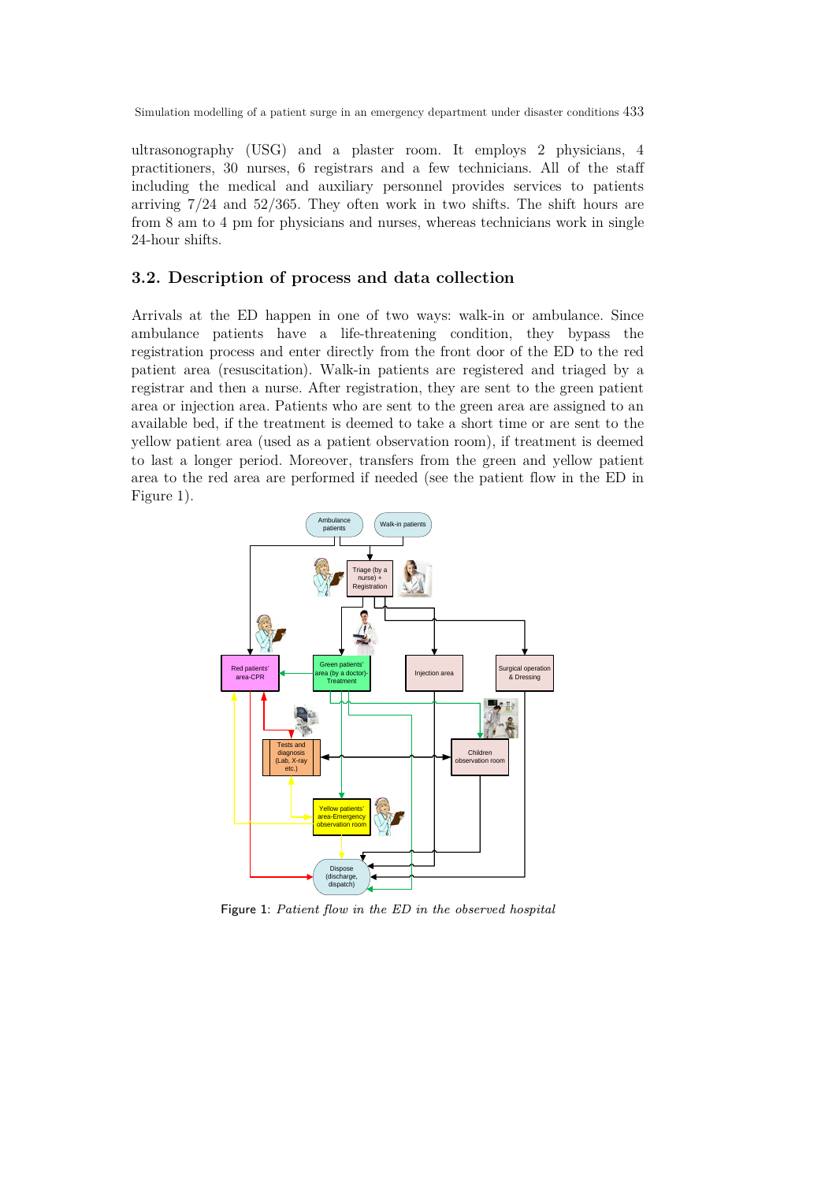ultrasonography (USG) and a plaster room. It employs 2 physicians, 4 practitioners, 30 nurses, 6 registrars and a few technicians. All of the staff including the medical and auxiliary personnel provides services to patients arriving 7/24 and 52/365. They often work in two shifts. The shift hours are from 8 am to 4 pm for physicians and nurses, whereas technicians work in single 24-hour shifts.

## 3.2. Description of process and data collection

Arrivals at the ED happen in one of two ways: walk-in or ambulance. Since ambulance patients have a life-threatening condition, they bypass the registration process and enter directly from the front door of the ED to the red patient area (resuscitation). Walk-in patients are registered and triaged by a registrar and then a nurse. After registration, they are sent to the green patient area or injection area. Patients who are sent to the green area are assigned to an available bed, if the treatment is deemed to take a short time or are sent to the yellow patient area (used as a patient observation room), if treatment is deemed to last a longer period. Moreover, transfers from the green and yellow patient area to the red area are performed if needed (see the patient flow in the ED in Figure 1).

Figure 1: *Patient flow in the ED in the observed hospital*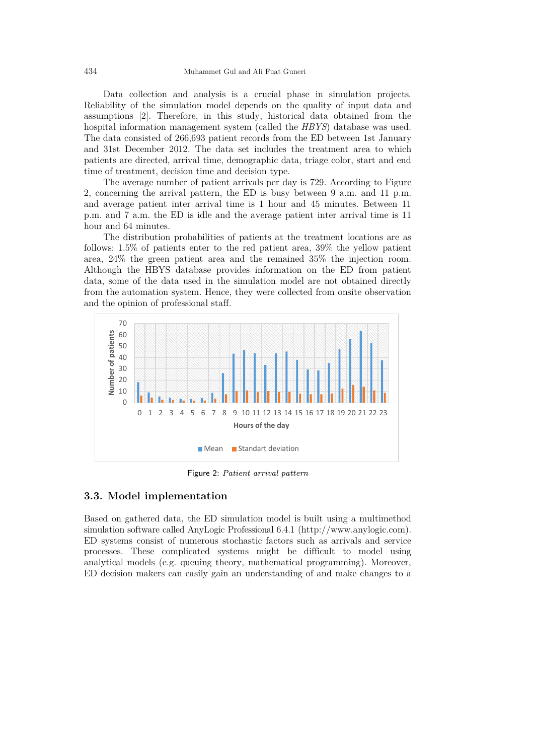Data collection and analysis is a crucial phase in simulation projects. Reliability of the simulation model depends on the quality of input data and assumptions [2]. Therefore, in this study, historical data obtained from the hospital information management system (called the *HBYS*) database was used. The data consisted of 266,693 patient records from the ED between 1st January and 31st December 2012. The data set includes the treatment area to which patients are directed, arrival time, demographic data, triage color, start and end time of treatment, decision time and decision type.

The average number of patient arrivals per day is 729. According to Figure 2, concerning the arrival pattern, the ED is busy between 9 a.m. and 11 p.m. and average patient inter arrival time is 1 hour and 45 minutes. Between 11 p.m. and 7 a.m. the ED is idle and the average patient inter arrival time is 11 hour and 64 minutes.

The distribution probabilities of patients at the treatment locations are as follows: 1.5% of patients enter to the red patient area, 39% the yellow patient area, 24% the green patient area and the remained 35% the injection room. Although the HBYS database provides information on the ED from patient data, some of the data used in the simulation model are not obtained directly from the automation system. Hence, they were collected from onsite observation and the opinion of professional staff.

Figure 2: *Patient arrival pattern*

### 3.3. Model implementation

Based on gathered data, the ED simulation model is built using a multimethod simulation software called AnyLogic Professional 6.4.1 (http://www.anylogic.com). ED systems consist of numerous stochastic factors such as arrivals and service processes. These complicated systems might be difficult to model using analytical models (e.g. queuing theory, mathematical programming). Moreover, ED decision makers can easily gain an understanding of and make changes to a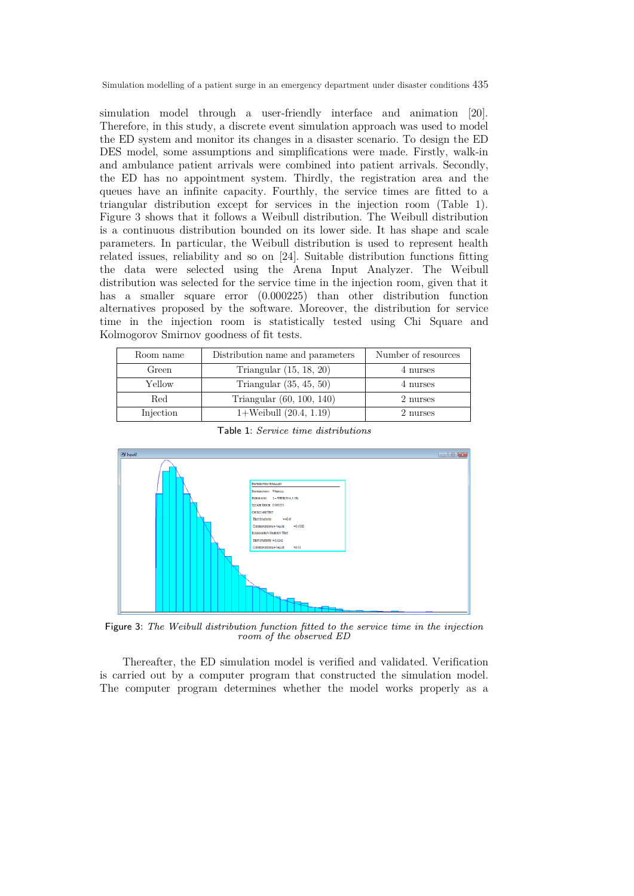simulation model through a user-friendly interface and animation [20]. Therefore, in this study, a discrete event simulation approach was used to model the ED system and monitor its changes in a disaster scenario. To design the ED DES model, some assumptions and simplifications were made. Firstly, walk-in and ambulance patient arrivals were combined into patient arrivals. Secondly, the ED has no appointment system. Thirdly, the registration area and the queues have an infinite capacity. Fourthly, the service times are fitted to a triangular distribution except for services in the injection room (Table 1). Figure 3 shows that it follows a Weibull distribution. The Weibull distribution is a continuous distribution bounded on its lower side. It has shape and scale parameters. In particular, the Weibull distribution is used to represent health related issues, reliability and so on [24]. Suitable distribution functions fitting the data were selected using the Arena Input Analyzer. The Weibull distribution was selected for the service time in the injection room, given that it has a smaller square error (0.000225) than other distribution function alternatives proposed by the software. Moreover, the distribution for service time in the injection room is statistically tested using Chi Square and Kolmogorov Smirnov goodness of fit tests.

| Room name | Distribution name and parameters | Number of resources |
|---|---|---|
| Green | Triangular (15, 18, 20) | 4 nurses |
| Yellow | Triangular (35, 45, 50) | 4 nurses |
| Red | Triangular (60, 100, 140) | 2 nurses |
| Injection | 1+Weibull (20.4, 1.19) | 2 nurses |

Table 1: *Service time distributions*

Figure 3: *The Weibull distribution function fitted to the service time in the injection room of the observed ED*

Thereafter, the ED simulation model is verified and validated. Verification is carried out by a computer program that constructed the simulation model. The computer program determines whether the model works properly as a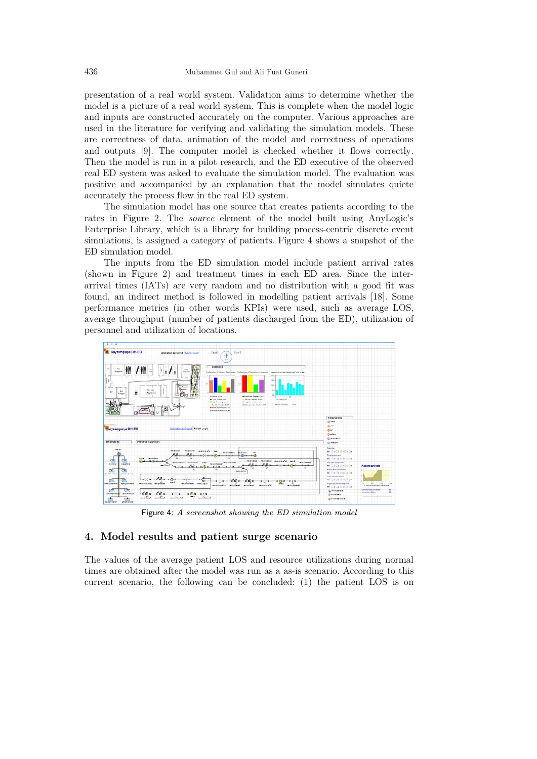presentation of a real world system. Validation aims to determine whether the model is a picture of a real world system. This is complete when the model logic and inputs are constructed accurately on the computer. Various approaches are used in the literature for verifying and validating the simulation models. These are correctness of data, animation of the model and correctness of operations and outputs [9]. The computer model is checked whether it flows correctly. Then the model is run in a pilot research, and the ED executive of the observed real ED system was asked to evaluate the simulation model. The evaluation was positive and accompanied by an explanation that the model simulates quiete accurately the process flow in the real ED system.

The simulation model has one source that creates patients according to the rates in Figure 2. The *source* element of the model built using AnyLogic's Enterprise Library, which is a library for building process-centric discrete event simulations, is assigned a category of patients. Figure 4 shows a snapshot of the ED simulation model.

The inputs from the ED simulation model include patient arrival rates (shown in Figure 2) and treatment times in each ED area. Since the inter-arrival times (IATs) are very random and no distribution with a good fit was found, an indirect method is followed in modelling patient arrivals [18]. Some performance metrics (in other words KPIs) were used, such as average LOS, average throughput (number of patients discharged from the ED), utilization of personnel and utilization of locations.

Figure 4: *A screenshot showing the ED simulation model*

## 4. Model results and patient surge scenario

The values of the average patient LOS and resource utilizations during normal times are obtained after the model was run as a as-is scenario. According to this current scenario, the following can be concluded: (1) the patient LOS is on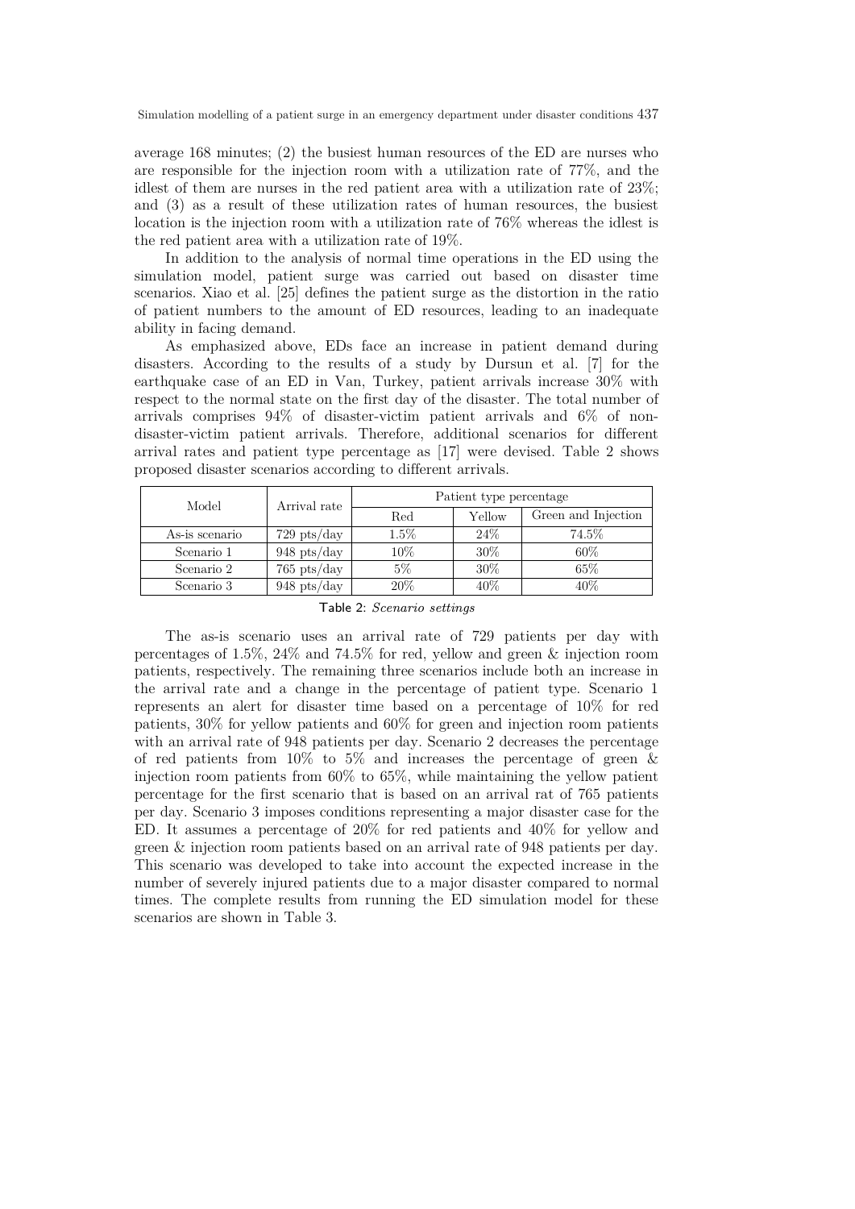average 168 minutes; (2) the busiest human resources of the ED are nurses who are responsible for the injection room with a utilization rate of 77%, and the idlest of them are nurses in the red patient area with a utilization rate of 23%; and (3) as a result of these utilization rates of human resources, the busiest location is the injection room with a utilization rate of 76% whereas the idlest is the red patient area with a utilization rate of 19%.

In addition to the analysis of normal time operations in the ED using the simulation model, patient surge was carried out based on disaster time scenarios. Xiao et al. [25] defines the patient surge as the distortion in the ratio of patient numbers to the amount of ED resources, leading to an inadequate ability in facing demand.

As emphasized above, EDs face an increase in patient demand during disasters. According to the results of a study by Dursun et al. [7] for the earthquake case of an ED in Van, Turkey, patient arrivals increase 30% with respect to the normal state on the first day of the disaster. The total number of arrivals comprises 94% of disaster-victim patient arrivals and 6% of non-disaster-victim patient arrivals. Therefore, additional scenarios for different arrival rates and patient type percentage as [17] were devised. Table 2 shows proposed disaster scenarios according to different arrivals.

| Model | Arrival rate | Patient type percentage | | |
|---|---|---|---|---|
| | | Red | Yellow | Green and Injection |
| As-is scenario | 729 pts/day | 1.5% | 24% | 74.5% |
| Scenario 1 | 948 pts/day | 10% | 30% | 60% |
| Scenario 2 | 765 pts/day | 5% | 30% | 65% |
| Scenario 3 | 948 pts/day | 20% | 40% | 40% |

Table 2: *Scenario settings*

The as-is scenario uses an arrival rate of 729 patients per day with percentages of 1.5%, 24% and 74.5% for red, yellow and green & injection room patients, respectively. The remaining three scenarios include both an increase in the arrival rate and a change in the percentage of patient type. Scenario 1 represents an alert for disaster time based on a percentage of 10% for red patients, 30% for yellow patients and 60% for green and injection room patients with an arrival rate of 948 patients per day. Scenario 2 decreases the percentage of red patients from 10% to 5% and increases the percentage of green & injection room patients from 60% to 65%, while maintaining the yellow patient percentage for the first scenario that is based on an arrival rat of 765 patients per day. Scenario 3 imposes conditions representing a major disaster case for the ED. It assumes a percentage of 20% for red patients and 40% for yellow and green & injection room patients based on an arrival rate of 948 patients per day. This scenario was developed to take into account the expected increase in the number of severely injured patients due to a major disaster compared to normal times. The complete results from running the ED simulation model for these scenarios are shown in Table 3.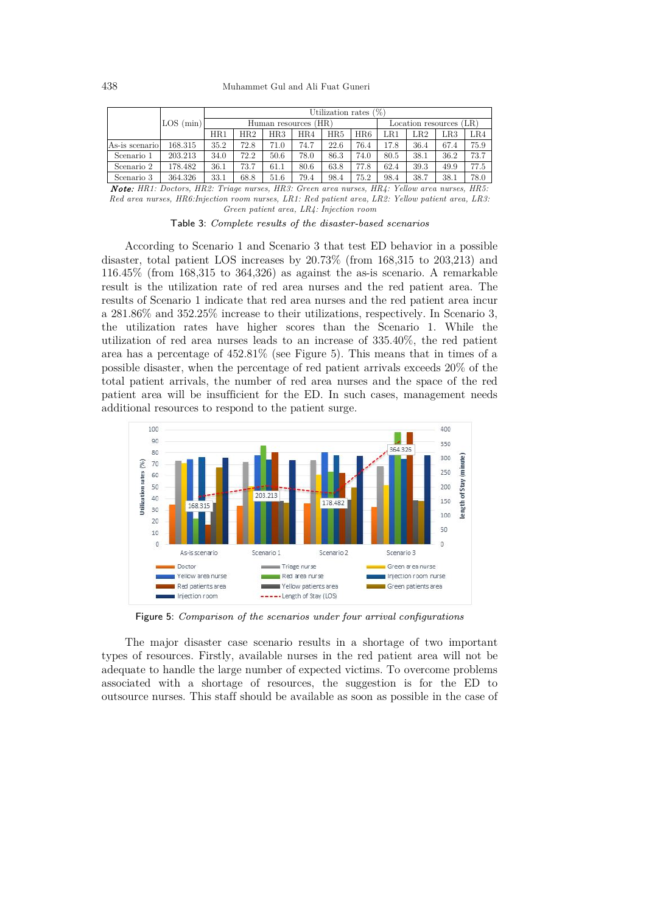|  | LOS (min) | Utilization rates (%) | | | | | | | | | |
|---|---|---|---|---|---|---|---|---|---|---|---|
|  |  | Human resources (HR) | | | | | | Location resources (LR) | | | |
|  |  | HR1 | HR2 | HR3 | HR4 | HR5 | HR6 | LR1 | LR2 | LR3 | LR4 |
| As-is scenario | 168.315 | 35.2 | 72.8 | 71.0 | 74.7 | 22.6 | 76.4 | 17.8 | 36.4 | 67.4 | 75.9 |
| Scenario 1 | 203.213 | 34.0 | 72.2 | 50.6 | 78.0 | 86.3 | 74.0 | 80.5 | 38.1 | 36.2 | 73.7 |
| Scenario 2 | 178.482 | 36.1 | 73.7 | 61.1 | 80.6 | 63.8 | 77.8 | 62.4 | 39.3 | 49.9 | 77.5 |
| Scenario 3 | 364.326 | 33.1 | 68.8 | 51.6 | 79.4 | 98.4 | 75.2 | 98.4 | 38.7 | 38.1 | 78.0 |

***Note:*** *HR1: Doctors, HR2: Triage nurses, HR3: Green area nurses, HR4: Yellow area nurses, HR5: Red area nurses, HR6:Injection room nurses, LR1: Red patient area, LR2: Yellow patient area, LR3: Green patient area, LR4: Injection room*

Table 3: *Complete results of the disaster-based scenarios*

According to Scenario 1 and Scenario 3 that test ED behavior in a possible disaster, total patient LOS increases by 20.73% (from 168,315 to 203,213) and 116.45% (from 168,315 to 364,326) as against the as-is scenario. A remarkable result is the utilization rate of red area nurses and the red patient area. The results of Scenario 1 indicate that red area nurses and the red patient area incur a 281.86% and 352.25% increase to their utilizations, respectively. In Scenario 3, the utilization rates have higher scores than the Scenario 1. While the utilization of red area nurses leads to an increase of 335.40%, the red patient area has a percentage of 452.81% (see Figure 5). This means that in times of a possible disaster, when the percentage of red patient arrivals exceeds 20% of the total patient arrivals, the number of red area nurses and the space of the red patient area will be insufficient for the ED. In such cases, management needs additional resources to respond to the patient surge.

Figure 5: *Comparison of the scenarios under four arrival configurations*

The major disaster case scenario results in a shortage of two important types of resources. Firstly, available nurses in the red patient area will not be adequate to handle the large number of expected victims. To overcome problems associated with a shortage of resources, the suggestion is for the ED to outsource nurses. This staff should be available as soon as possible in the case of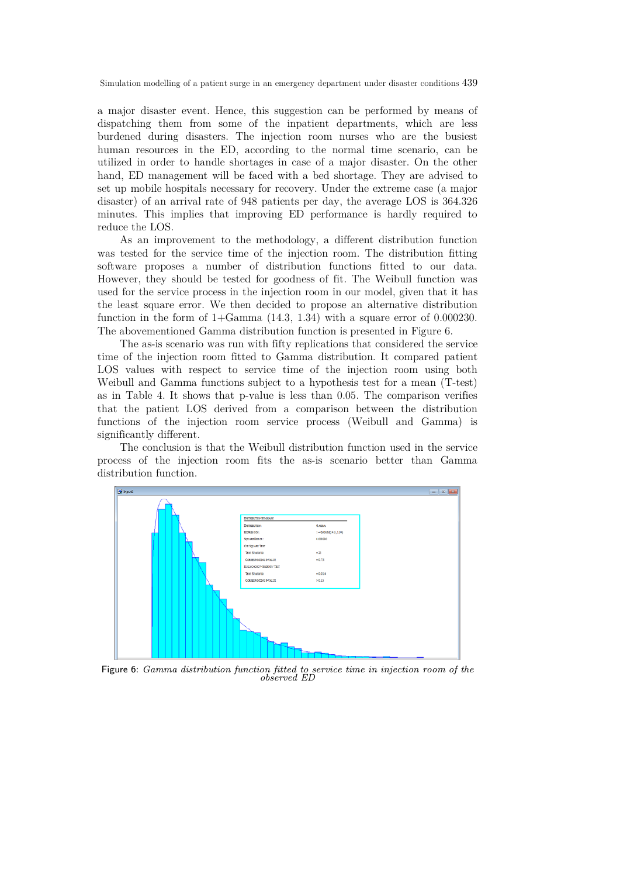a major disaster event. Hence, this suggestion can be performed by means of dispatching them from some of the inpatient departments, which are less burdened during disasters. The injection room nurses who are the busiest human resources in the ED, according to the normal time scenario, can be utilized in order to handle shortages in case of a major disaster. On the other hand, ED management will be faced with a bed shortage. They are advised to set up mobile hospitals necessary for recovery. Under the extreme case (a major disaster) of an arrival rate of 948 patients per day, the average LOS is 364.326 minutes. This implies that improving ED performance is hardly required to reduce the LOS.

As an improvement to the methodology, a different distribution function was tested for the service time of the injection room. The distribution fitting software proposes a number of distribution functions fitted to our data. However, they should be tested for goodness of fit. The Weibull function was used for the service process in the injection room in our model, given that it has the least square error. We then decided to propose an alternative distribution function in the form of 1+Gamma (14.3, 1.34) with a square error of 0.000230. The abovementioned Gamma distribution function is presented in Figure 6.

The as-is scenario was run with fifty replications that considered the service time of the injection room fitted to Gamma distribution. It compared patient LOS values with respect to service time of the injection room using both Weibull and Gamma functions subject to a hypothesis test for a mean (T-test) as in Table 4. It shows that p-value is less than 0.05. The comparison verifies that the patient LOS derived from a comparison between the distribution functions of the injection room service process (Weibull and Gamma) is significantly different.

The conclusion is that the Weibull distribution function used in the service process of the injection room fits the as-is scenario better than Gamma distribution function.

Figure 6: *Gamma distribution function fitted to service time in injection room of the observed ED*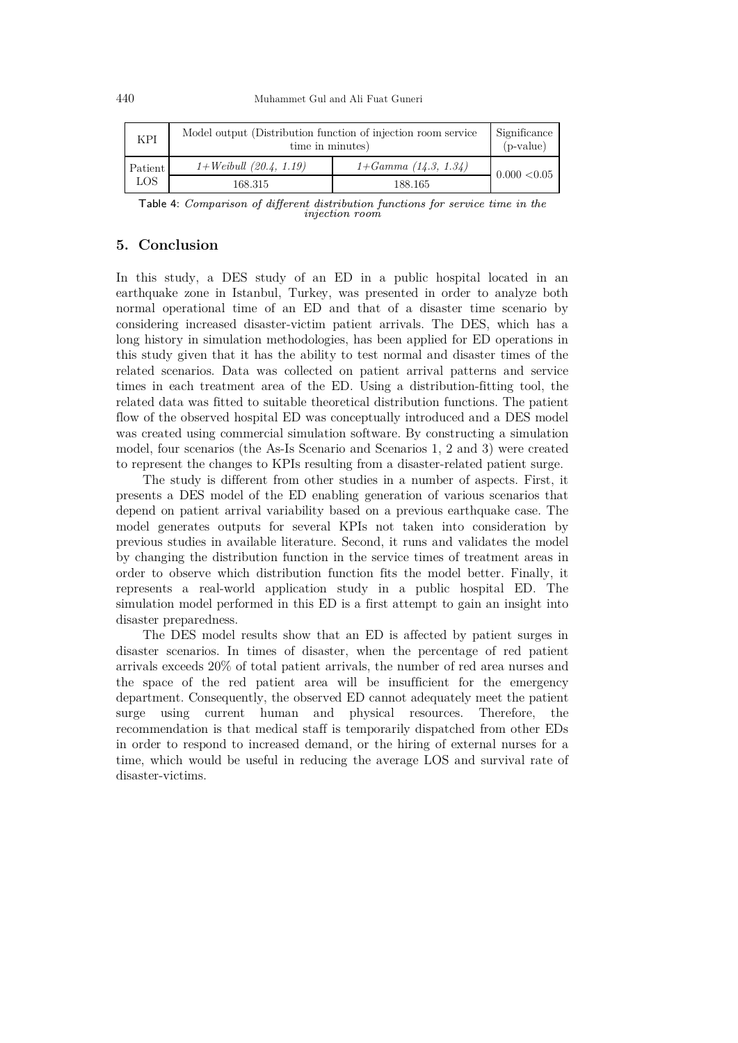| KPI | Model output (Distribution function of injection room service time in minutes) | | Significance (p-value) |
|---|---|---|---|
| Patient LOS | *1+Weibull (20.4, 1.19)* | *1+Gamma (14.3, 1.34)* | 0.000 <0.05 |
| | 168.315 | 188.165 | |

Table 4: *Comparison of different distribution functions for service time in the injection room*

## 5. Conclusion

In this study, a DES study of an ED in a public hospital located in an earthquake zone in Istanbul, Turkey, was presented in order to analyze both normal operational time of an ED and that of a disaster time scenario by considering increased disaster-victim patient arrivals. The DES, which has a long history in simulation methodologies, has been applied for ED operations in this study given that it has the ability to test normal and disaster times of the related scenarios. Data was collected on patient arrival patterns and service times in each treatment area of the ED. Using a distribution-fitting tool, the related data was fitted to suitable theoretical distribution functions. The patient flow of the observed hospital ED was conceptually introduced and a DES model was created using commercial simulation software. By constructing a simulation model, four scenarios (the As-Is Scenario and Scenarios 1, 2 and 3) were created to represent the changes to KPIs resulting from a disaster-related patient surge.

The study is different from other studies in a number of aspects. First, it presents a DES model of the ED enabling generation of various scenarios that depend on patient arrival variability based on a previous earthquake case. The model generates outputs for several KPIs not taken into consideration by previous studies in available literature. Second, it runs and validates the model by changing the distribution function in the service times of treatment areas in order to observe which distribution function fits the model better. Finally, it represents a real-world application study in a public hospital ED. The simulation model performed in this ED is a first attempt to gain an insight into disaster preparedness.

The DES model results show that an ED is affected by patient surges in disaster scenarios. In times of disaster, when the percentage of red patient arrivals exceeds 20% of total patient arrivals, the number of red area nurses and the space of the red patient area will be insufficient for the emergency department. Consequently, the observed ED cannot adequately meet the patient surge using current human and physical resources. Therefore, the recommendation is that medical staff is temporarily dispatched from other EDs in order to respond to increased demand, or the hiring of external nurses for a time, which would be useful in reducing the average LOS and survival rate of disaster-victims.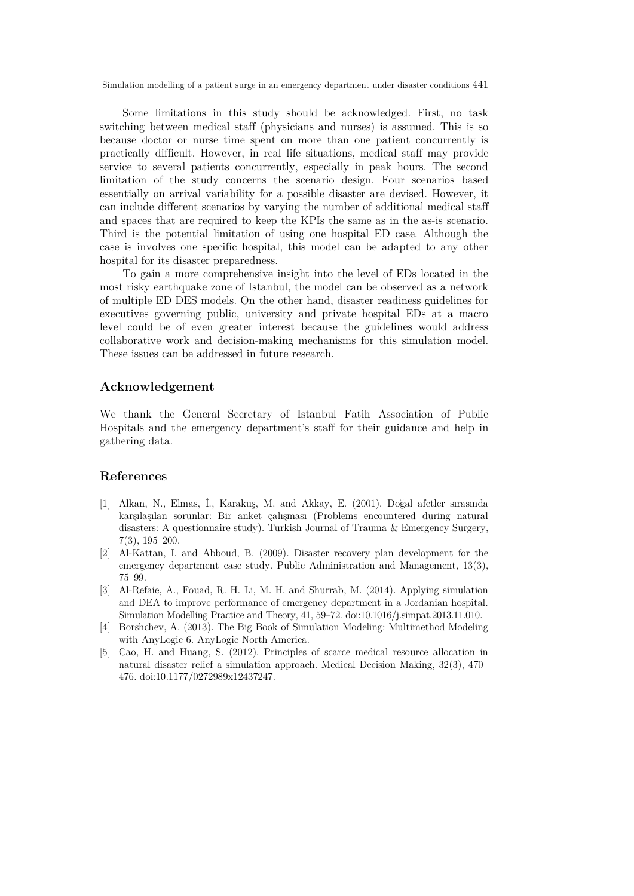Some limitations in this study should be acknowledged. First, no task switching between medical staff (physicians and nurses) is assumed. This is so because doctor or nurse time spent on more than one patient concurrently is practically difficult. However, in real life situations, medical staff may provide service to several patients concurrently, especially in peak hours. The second limitation of the study concerns the scenario design. Four scenarios based essentially on arrival variability for a possible disaster are devised. However, it can include different scenarios by varying the number of additional medical staff and spaces that are required to keep the KPIs the same as in the as-is scenario. Third is the potential limitation of using one hospital ED case. Although the case is involves one specific hospital, this model can be adapted to any other hospital for its disaster preparedness.

To gain a more comprehensive insight into the level of EDs located in the most risky earthquake zone of Istanbul, the model can be observed as a network of multiple ED DES models. On the other hand, disaster readiness guidelines for executives governing public, university and private hospital EDs at a macro level could be of even greater interest because the guidelines would address collaborative work and decision-making mechanisms for this simulation model. These issues can be addressed in future research.

## Acknowledgement

We thank the General Secretary of Istanbul Fatih Association of Public Hospitals and the emergency department's staff for their guidance and help in gathering data.

## References

[1] Alkan, N., Elmas, İ., Karakuş, M. and Akkay, E. (2001). Doğal afetler sırasında karşılaşılan sorunlar: Bir anket çalışması (Problems encountered during natural disasters: A questionnaire study). Turkish Journal of Trauma & Emergency Surgery, 7(3), 195–200.

[2] Al-Kattan, I. and Abboud, B. (2009). Disaster recovery plan development for the emergency department–case study. Public Administration and Management, 13(3), 75–99.

[3] Al-Refaie, A., Fouad, R. H. Li, M. H. and Shurrab, M. (2014). Applying simulation and DEA to improve performance of emergency department in a Jordanian hospital. Simulation Modelling Practice and Theory, 41, 59–72. doi:10.1016/j.simpat.2013.11.010.

[4] Borshchev, A. (2013). The Big Book of Simulation Modeling: Multimethod Modeling with AnyLogic 6. AnyLogic North America.

[5] Cao, H. and Huang, S. (2012). Principles of scarce medical resource allocation in natural disaster relief a simulation approach. Medical Decision Making, 32(3), 470–476. doi:10.1177/0272989x12437247.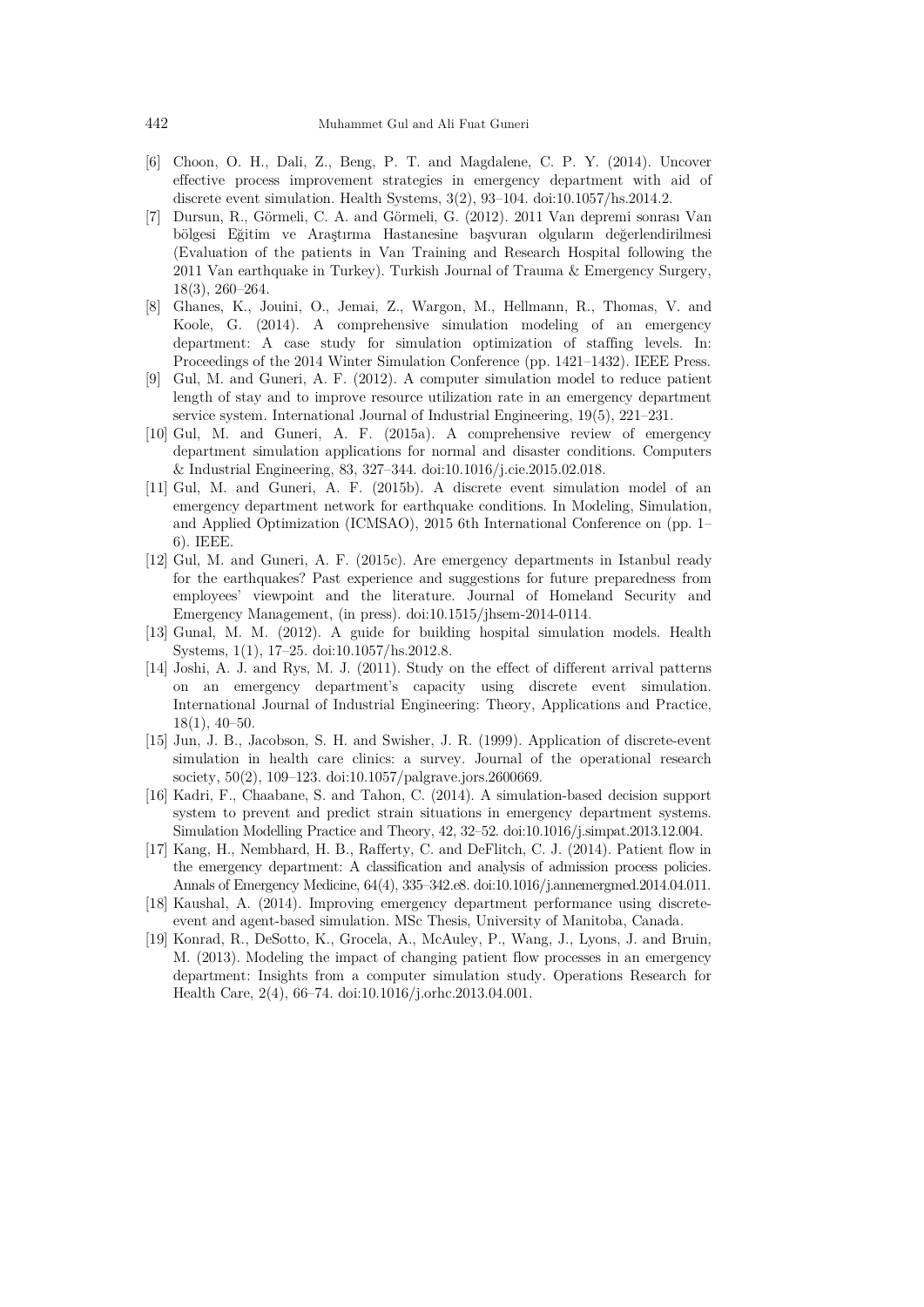[6] Choon, O. H., Dali, Z., Beng, P. T. and Magdalene, C. P. Y. (2014). Uncover effective process improvement strategies in emergency department with aid of discrete event simulation. Health Systems, 3(2), 93–104. doi:10.1057/hs.2014.2.

[7] Dursun, R., Görmeli, C. A. and Görmeli, G. (2012). 2011 Van depremi sonrası Van bölgesi Eğitim ve Araştırma Hastanesine başvuran olguların değerlendirilmesi (Evaluation of the patients in Van Training and Research Hospital following the 2011 Van earthquake in Turkey). Turkish Journal of Trauma & Emergency Surgery, 18(3), 260–264.

[8] Ghanes, K., Jouini, O., Jemai, Z., Wargon, M., Hellmann, R., Thomas, V. and Koole, G. (2014). A comprehensive simulation modeling of an emergency department: A case study for simulation optimization of staffing levels. In: Proceedings of the 2014 Winter Simulation Conference (pp. 1421–1432). IEEE Press.

[9] Gul, M. and Guneri, A. F. (2012). A computer simulation model to reduce patient length of stay and to improve resource utilization rate in an emergency department service system. International Journal of Industrial Engineering, 19(5), 221–231.

[10] Gul, M. and Guneri, A. F. (2015a). A comprehensive review of emergency department simulation applications for normal and disaster conditions. Computers & Industrial Engineering, 83, 327–344. doi:10.1016/j.cie.2015.02.018.

[11] Gul, M. and Guneri, A. F. (2015b). A discrete event simulation model of an emergency department network for earthquake conditions. In Modeling, Simulation, and Applied Optimization (ICMSAO), 2015 6th International Conference on (pp. 1–6). IEEE.

[12] Gul, M. and Guneri, A. F. (2015c). Are emergency departments in Istanbul ready for the earthquakes? Past experience and suggestions for future preparedness from employees' viewpoint and the literature. Journal of Homeland Security and Emergency Management, (in press). doi:10.1515/jhsem-2014-0114.

[13] Gunal, M. M. (2012). A guide for building hospital simulation models. Health Systems, 1(1), 17–25. doi:10.1057/hs.2012.8.

[14] Joshi, A. J. and Rys, M. J. (2011). Study on the effect of different arrival patterns on an emergency department's capacity using discrete event simulation. International Journal of Industrial Engineering: Theory, Applications and Practice, 18(1), 40–50.

[15] Jun, J. B., Jacobson, S. H. and Swisher, J. R. (1999). Application of discrete-event simulation in health care clinics: a survey. Journal of the operational research society, 50(2), 109–123. doi:10.1057/palgrave.jors.2600669.

[16] Kadri, F., Chaabane, S. and Tahon, C. (2014). A simulation-based decision support system to prevent and predict strain situations in emergency department systems. Simulation Modelling Practice and Theory, 42, 32–52. doi:10.1016/j.simpat.2013.12.004.

[17] Kang, H., Nembhard, H. B., Rafferty, C. and DeFlitch, C. J. (2014). Patient flow in the emergency department: A classification and analysis of admission process policies. Annals of Emergency Medicine, 64(4), 335–342.e8. doi:10.1016/j.annemergmed.2014.04.011.

[18] Kaushal, A. (2014). Improving emergency department performance using discrete-event and agent-based simulation. MSc Thesis, University of Manitoba, Canada.

[19] Konrad, R., DeSotto, K., Grocela, A., McAuley, P., Wang, J., Lyons, J. and Bruin, M. (2013). Modeling the impact of changing patient flow processes in an emergency department: Insights from a computer simulation study. Operations Research for Health Care, 2(4), 66–74. doi:10.1016/j.orhc.2013.04.001.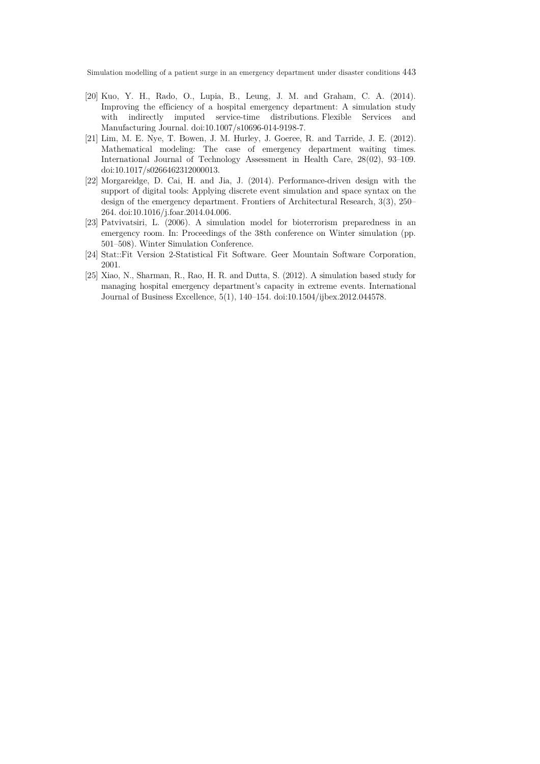[20] Kuo, Y. H., Rado, O., Lupia, B., Leung, J. M. and Graham, C. A. (2014). Improving the efficiency of a hospital emergency department: A simulation study with indirectly imputed service-time distributions. Flexible Services and Manufacturing Journal. doi:10.1007/s10696-014-9198-7.

[21] Lim, M. E. Nye, T. Bowen, J. M. Hurley, J. Goeree, R. and Tarride, J. E. (2012). Mathematical modeling: The case of emergency department waiting times. International Journal of Technology Assessment in Health Care, 28(02), 93–109. doi:10.1017/s0266462312000013.

[22] Morgareidge, D. Cai, H. and Jia, J. (2014). Performance-driven design with the support of digital tools: Applying discrete event simulation and space syntax on the design of the emergency department. Frontiers of Architectural Research, 3(3), 250–264. doi:10.1016/j.foar.2014.04.006.

[23] Patvivatsiri, L. (2006). A simulation model for bioterrorism preparedness in an emergency room. In: Proceedings of the 38th conference on Winter simulation (pp. 501–508). Winter Simulation Conference.

[24] Stat::Fit Version 2-Statistical Fit Software. Geer Mountain Software Corporation, 2001.

[25] Xiao, N., Sharman, R., Rao, H. R. and Dutta, S. (2012). A simulation based study for managing hospital emergency department's capacity in extreme events. International Journal of Business Excellence, 5(1), 140–154. doi:10.1504/ijbex.2012.044578.